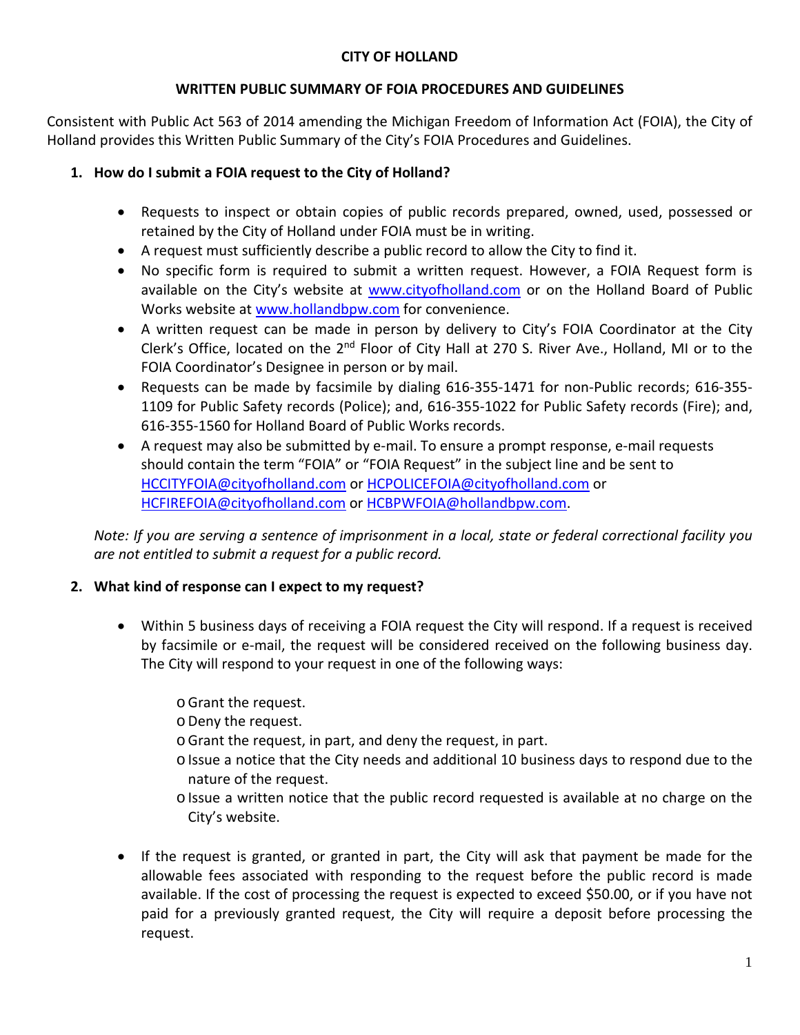**CITY OF HOLLAND**

**WRITTEN PUBLIC SUMMARY OF FOIA PROCEDURES AND GUIDELINES**

Consistent with Public Act 563 of 2014 amending the Michigan Freedom of Information Act (FOIA), the City of Holland provides this Written Public Summary of the City's FOIA Procedures and Guidelines.

1. **How do I submit a FOIA request to the City of Holland?**

   - Requests to inspect or obtain copies of public records prepared, owned, used, possessed or retained by the City of Holland under FOIA must be in writing.
   - A request must sufficiently describe a public record to allow the City to find it.
   - No specific form is required to submit a written request. However, a FOIA Request form is available on the City's website at www.cityofholland.com or on the Holland Board of Public Works website at www.hollandbpw.com for convenience.
   - A written request can be made in person by delivery to City's FOIA Coordinator at the City Clerk's Office, located on the 2nd Floor of City Hall at 270 S. River Ave., Holland, MI or to the FOIA Coordinator's Designee in person or by mail.
   - Requests can be made by facsimile by dialing 616-355-1471 for non-Public records; 616-355-1109 for Public Safety records (Police); and, 616-355-1022 for Public Safety records (Fire); and, 616-355-1560 for Holland Board of Public Works records.
   - A request may also be submitted by e-mail. To ensure a prompt response, e-mail requests should contain the term "FOIA" or "FOIA Request" in the subject line and be sent to HCCITYFOIA@cityofholland.com or HCPOLICEFOIA@cityofholland.com or HCFIREFOIA@cityofholland.com or HCBPWFOIA@hollandbpw.com.

   *Note: If you are serving a sentence of imprisonment in a local, state or federal correctional facility you are not entitled to submit a request for a public record.*

2. **What kind of response can I expect to my request?**

   - Within 5 business days of receiving a FOIA request the City will respond. If a request is received by facsimile or e-mail, the request will be considered received on the following business day. The City will respond to your request in one of the following ways:
     - Grant the request.
     - Deny the request.
     - Grant the request, in part, and deny the request, in part.
     - Issue a notice that the City needs and additional 10 business days to respond due to the nature of the request.
     - Issue a written notice that the public record requested is available at no charge on the City's website.
   - If the request is granted, or granted in part, the City will ask that payment be made for the allowable fees associated with responding to the request before the public record is made available. If the cost of processing the request is expected to exceed $50.00, or if you have not paid for a previously granted request, the City will require a deposit before processing the request.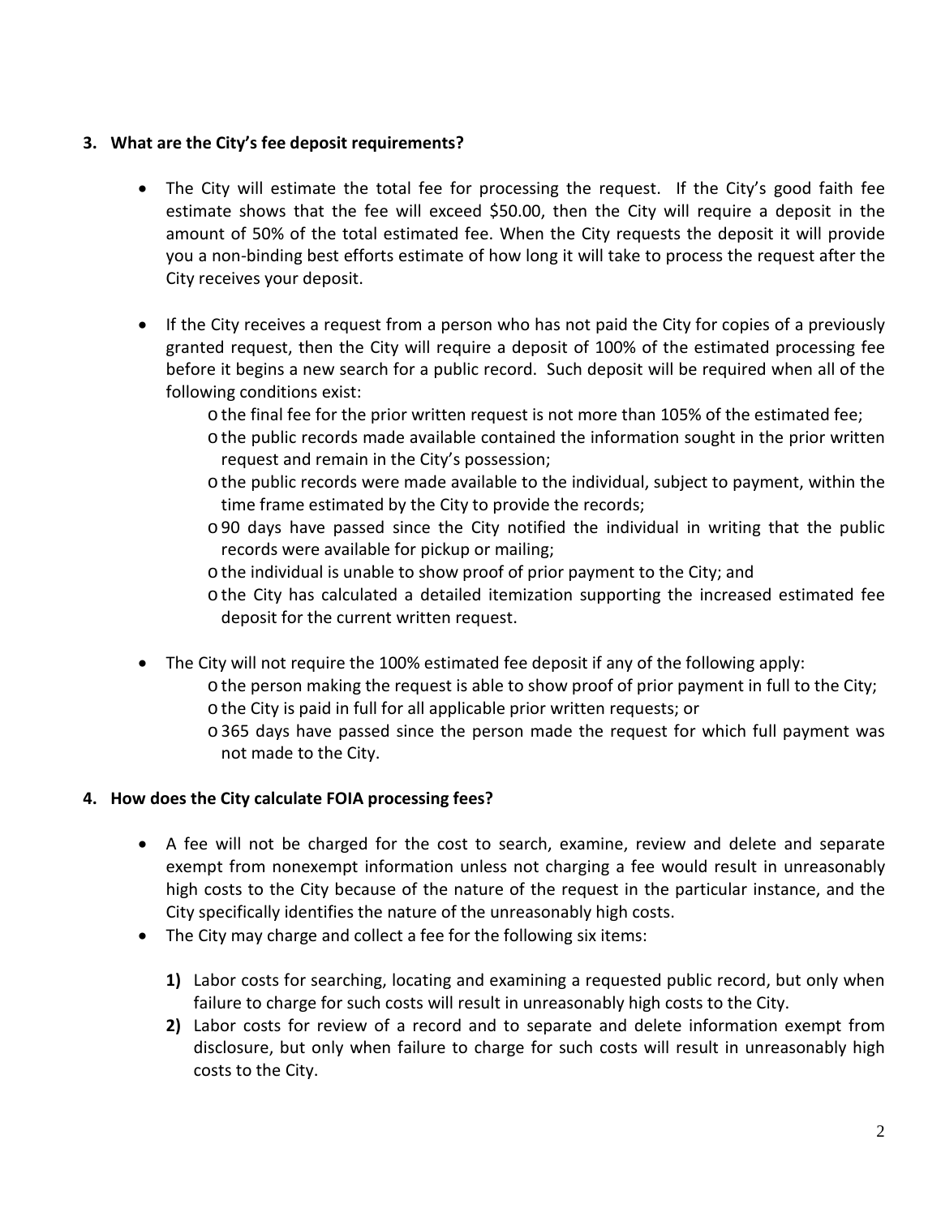**3. What are the City's fee deposit requirements?**

- The City will estimate the total fee for processing the request. If the City's good faith fee estimate shows that the fee will exceed $50.00, then the City will require a deposit in the amount of 50% of the total estimated fee. When the City requests the deposit it will provide you a non-binding best efforts estimate of how long it will take to process the request after the City receives your deposit.

- If the City receives a request from a person who has not paid the City for copies of a previously granted request, then the City will require a deposit of 100% of the estimated processing fee before it begins a new search for a public record. Such deposit will be required when all of the following conditions exist:
    - the final fee for the prior written request is not more than 105% of the estimated fee;
    - the public records made available contained the information sought in the prior written request and remain in the City's possession;
    - the public records were made available to the individual, subject to payment, within the time frame estimated by the City to provide the records;
    - 90 days have passed since the City notified the individual in writing that the public records were available for pickup or mailing;
    - the individual is unable to show proof of prior payment to the City; and
    - the City has calculated a detailed itemization supporting the increased estimated fee deposit for the current written request.

- The City will not require the 100% estimated fee deposit if any of the following apply:
    - the person making the request is able to show proof of prior payment in full to the City;
    - the City is paid in full for all applicable prior written requests; or
    - 365 days have passed since the person made the request for which full payment was not made to the City.

**4. How does the City calculate FOIA processing fees?**

- A fee will not be charged for the cost to search, examine, review and delete and separate exempt from nonexempt information unless not charging a fee would result in unreasonably high costs to the City because of the nature of the request in the particular instance, and the City specifically identifies the nature of the unreasonably high costs.
- The City may charge and collect a fee for the following six items:

    **1)** Labor costs for searching, locating and examining a requested public record, but only when failure to charge for such costs will result in unreasonably high costs to the City.

    **2)** Labor costs for review of a record and to separate and delete information exempt from disclosure, but only when failure to charge for such costs will result in unreasonably high costs to the City.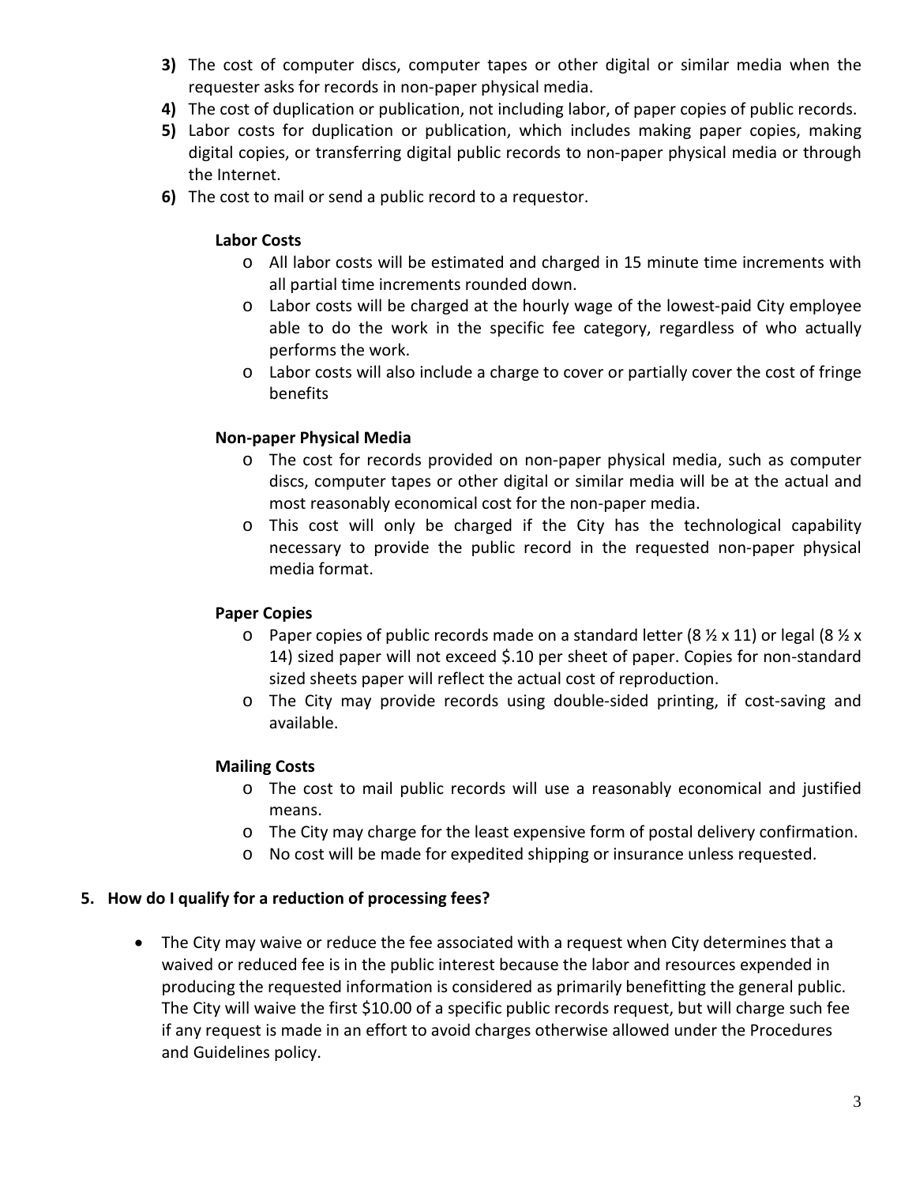3) The cost of computer discs, computer tapes or other digital or similar media when the requester asks for records in non-paper physical media.
4) The cost of duplication or publication, not including labor, of paper copies of public records.
5) Labor costs for duplication or publication, which includes making paper copies, making digital copies, or transferring digital public records to non-paper physical media or through the Internet.
6) The cost to mail or send a public record to a requestor.

**Labor Costs**

- All labor costs will be estimated and charged in 15 minute time increments with all partial time increments rounded down.
- Labor costs will be charged at the hourly wage of the lowest-paid City employee able to do the work in the specific fee category, regardless of who actually performs the work.
- Labor costs will also include a charge to cover or partially cover the cost of fringe benefits

**Non-paper Physical Media**

- The cost for records provided on non-paper physical media, such as computer discs, computer tapes or other digital or similar media will be at the actual and most reasonably economical cost for the non-paper media.
- This cost will only be charged if the City has the technological capability necessary to provide the public record in the requested non-paper physical media format.

**Paper Copies**

- Paper copies of public records made on a standard letter (8 ½ x 11) or legal (8 ½ x 14) sized paper will not exceed $.10 per sheet of paper. Copies for non-standard sized sheets paper will reflect the actual cost of reproduction.
- The City may provide records using double-sided printing, if cost-saving and available.

**Mailing Costs**

- The cost to mail public records will use a reasonably economical and justified means.
- The City may charge for the least expensive form of postal delivery confirmation.
- No cost will be made for expedited shipping or insurance unless requested.

## 5. How do I qualify for a reduction of processing fees?

- The City may waive or reduce the fee associated with a request when City determines that a waived or reduced fee is in the public interest because the labor and resources expended in producing the requested information is considered as primarily benefitting the general public. The City will waive the first $10.00 of a specific public records request, but will charge such fee if any request is made in an effort to avoid charges otherwise allowed under the Procedures and Guidelines policy.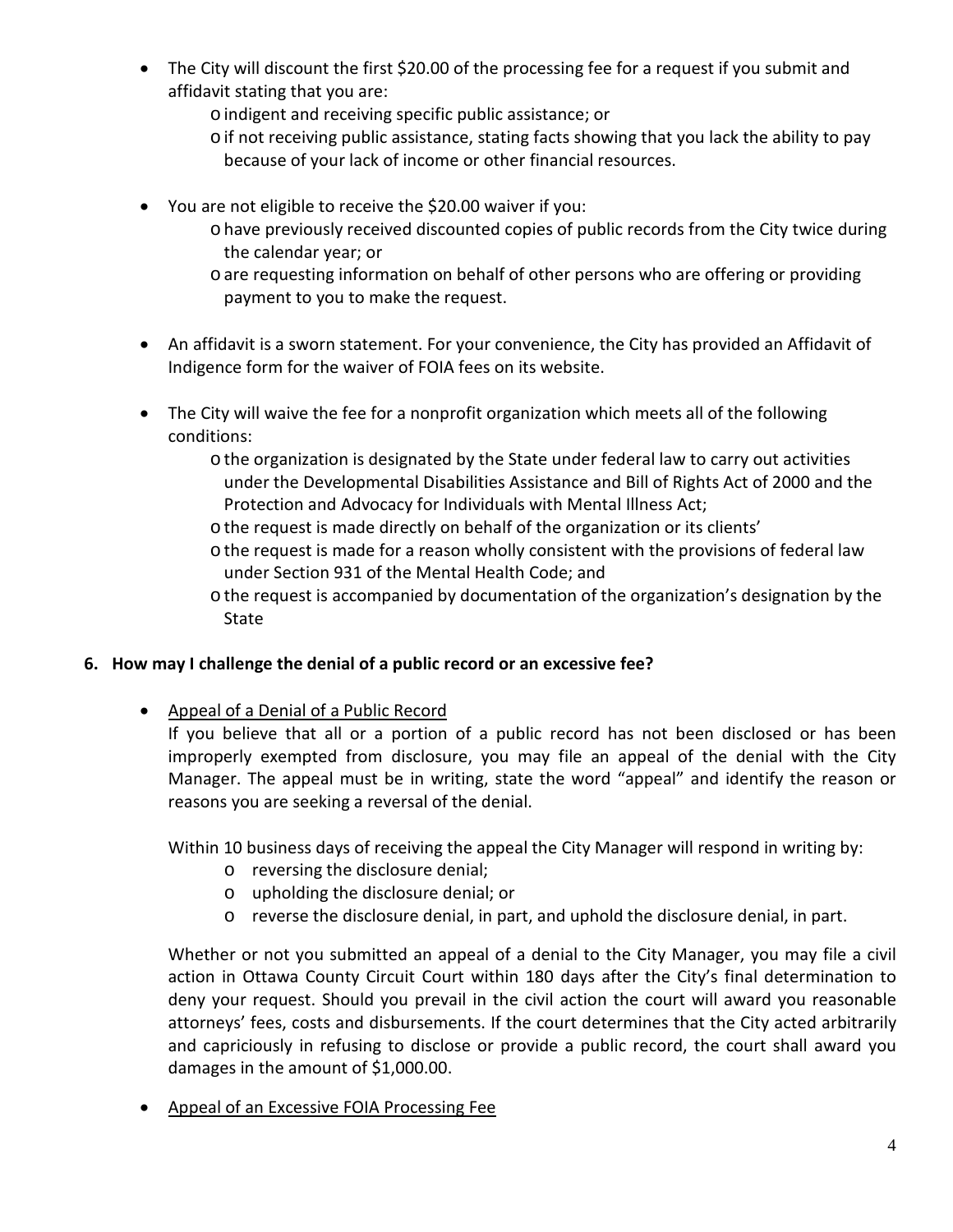- The City will discount the first $20.00 of the processing fee for a request if you submit and affidavit stating that you are:
    - indigent and receiving specific public assistance; or
    - if not receiving public assistance, stating facts showing that you lack the ability to pay because of your lack of income or other financial resources.

- You are not eligible to receive the $20.00 waiver if you:
    - have previously received discounted copies of public records from the City twice during the calendar year; or
    - are requesting information on behalf of other persons who are offering or providing payment to you to make the request.

- An affidavit is a sworn statement. For your convenience, the City has provided an Affidavit of Indigence form for the waiver of FOIA fees on its website.

- The City will waive the fee for a nonprofit organization which meets all of the following conditions:
    - the organization is designated by the State under federal law to carry out activities under the Developmental Disabilities Assistance and Bill of Rights Act of 2000 and the Protection and Advocacy for Individuals with Mental Illness Act;
    - the request is made directly on behalf of the organization or its clients'
    - the request is made for a reason wholly consistent with the provisions of federal law under Section 931 of the Mental Health Code; and
    - the request is accompanied by documentation of the organization's designation by the State

**6. How may I challenge the denial of a public record or an excessive fee?**

- Appeal of a Denial of a Public Record

  If you believe that all or a portion of a public record has not been disclosed or has been improperly exempted from disclosure, you may file an appeal of the denial with the City Manager. The appeal must be in writing, state the word "appeal" and identify the reason or reasons you are seeking a reversal of the denial.

  Within 10 business days of receiving the appeal the City Manager will respond in writing by:
    - reversing the disclosure denial;
    - upholding the disclosure denial; or
    - reverse the disclosure denial, in part, and uphold the disclosure denial, in part.

  Whether or not you submitted an appeal of a denial to the City Manager, you may file a civil action in Ottawa County Circuit Court within 180 days after the City's final determination to deny your request. Should you prevail in the civil action the court will award you reasonable attorneys' fees, costs and disbursements. If the court determines that the City acted arbitrarily and capriciously in refusing to disclose or provide a public record, the court shall award you damages in the amount of $1,000.00.

- Appeal of an Excessive FOIA Processing Fee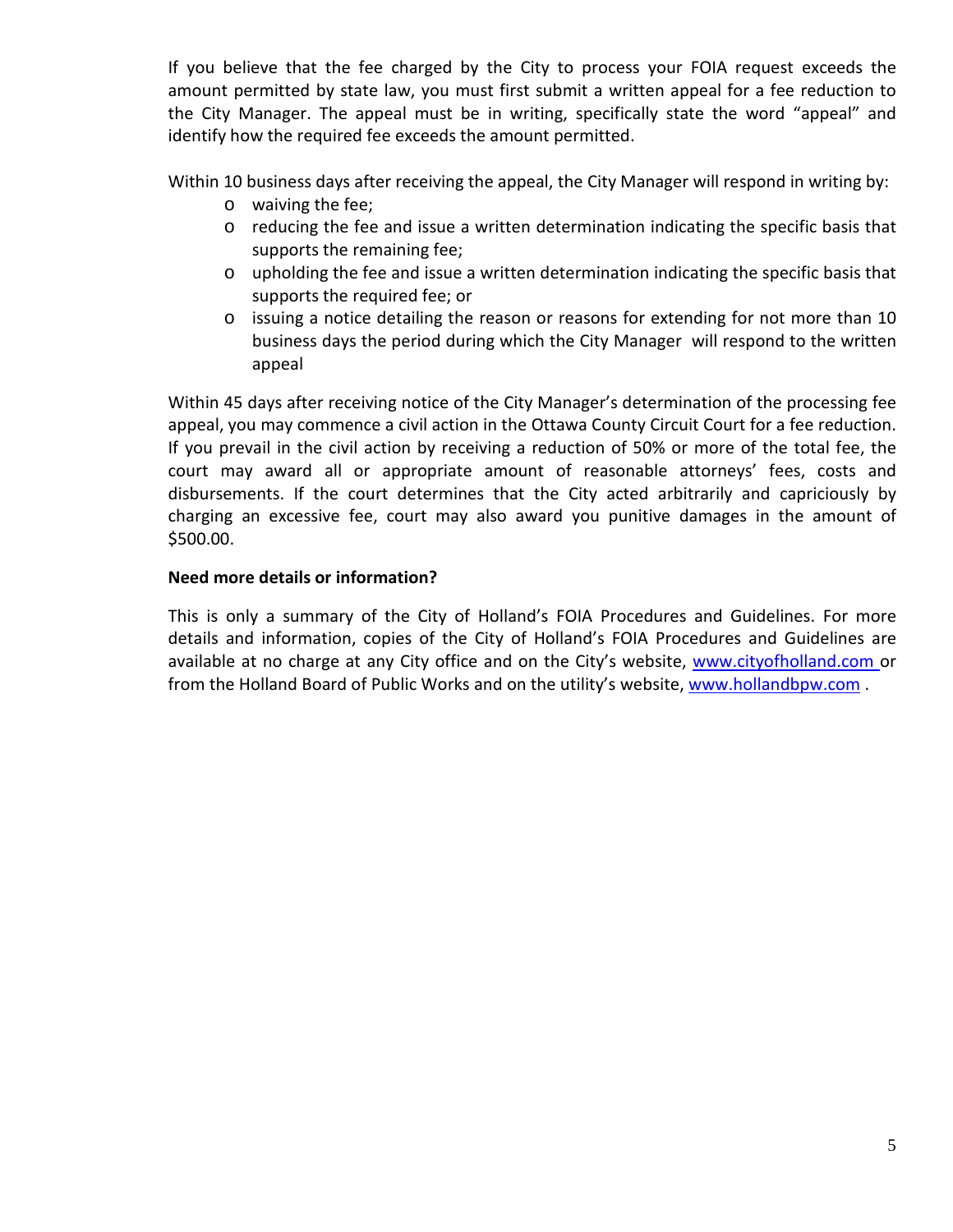If you believe that the fee charged by the City to process your FOIA request exceeds the amount permitted by state law, you must first submit a written appeal for a fee reduction to the City Manager. The appeal must be in writing, specifically state the word "appeal" and identify how the required fee exceeds the amount permitted.

Within 10 business days after receiving the appeal, the City Manager will respond in writing by:

- waiving the fee;
- reducing the fee and issue a written determination indicating the specific basis that supports the remaining fee;
- upholding the fee and issue a written determination indicating the specific basis that supports the required fee; or
- issuing a notice detailing the reason or reasons for extending for not more than 10 business days the period during which the City Manager will respond to the written appeal

Within 45 days after receiving notice of the City Manager's determination of the processing fee appeal, you may commence a civil action in the Ottawa County Circuit Court for a fee reduction. If you prevail in the civil action by receiving a reduction of 50% or more of the total fee, the court may award all or appropriate amount of reasonable attorneys' fees, costs and disbursements. If the court determines that the City acted arbitrarily and capriciously by charging an excessive fee, court may also award you punitive damages in the amount of $500.00.

**Need more details or information?**

This is only a summary of the City of Holland's FOIA Procedures and Guidelines. For more details and information, copies of the City of Holland's FOIA Procedures and Guidelines are available at no charge at any City office and on the City's website, www.cityofholland.com or from the Holland Board of Public Works and on the utility's website, www.hollandbpw.com .